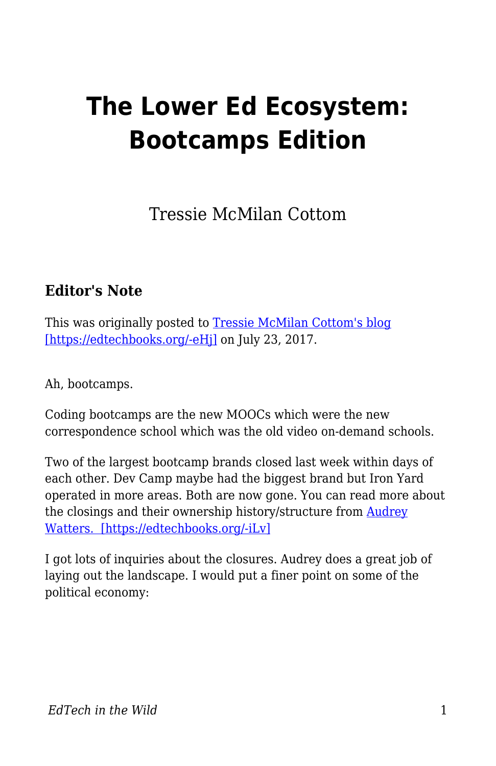# The Lower Ed Ecosystem: Bootcamps Edition

Tressie McMilan Cottom

### Editor's Note

This was originally posted to [Tressie McMilan Cottom's blog [https://edtechbooks.org/-eHj]](https://edtechbooks.org/-eHj) on July 23, 2017.

Ah, bootcamps.

Coding bootcamps are the new MOOCs which were the new correspondence school which was the old video on-demand schools.

Two of the largest bootcamp brands closed last week within days of each other. Dev Camp maybe had the biggest brand but Iron Yard operated in more areas. Both are now gone. You can read more about the closings and their ownership history/structure from [Audrey Watters. [https://edtechbooks.org/-iLv]](https://edtechbooks.org/-iLv)

I got lots of inquiries about the closures. Audrey does a great job of laying out the landscape. I would put a finer point on some of the political economy: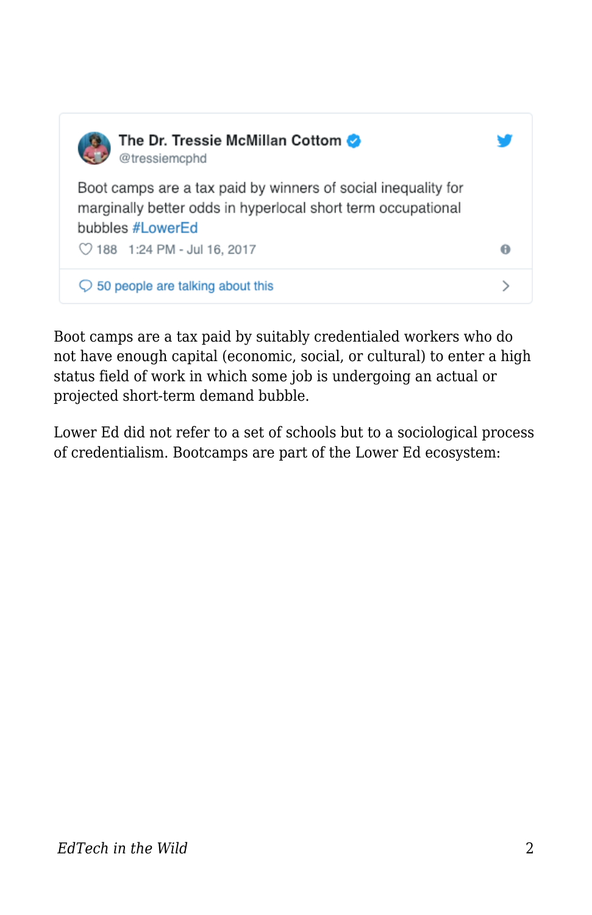> **The Dr. Tressie McMillan Cottom** @tressiemcphd
>
> Boot camps are a tax paid by winners of social inequality for marginally better odds in hyperlocal short term occupational bubbles #LowerEd
>
> 188 1:24 PM - Jul 16, 2017
>
> 50 people are talking about this

Boot camps are a tax paid by suitably credentialed workers who do not have enough capital (economic, social, or cultural) to enter a high status field of work in which some job is undergoing an actual or projected short-term demand bubble.

Lower Ed did not refer to a set of schools but to a sociological process of credentialism. Bootcamps are part of the Lower Ed ecosystem: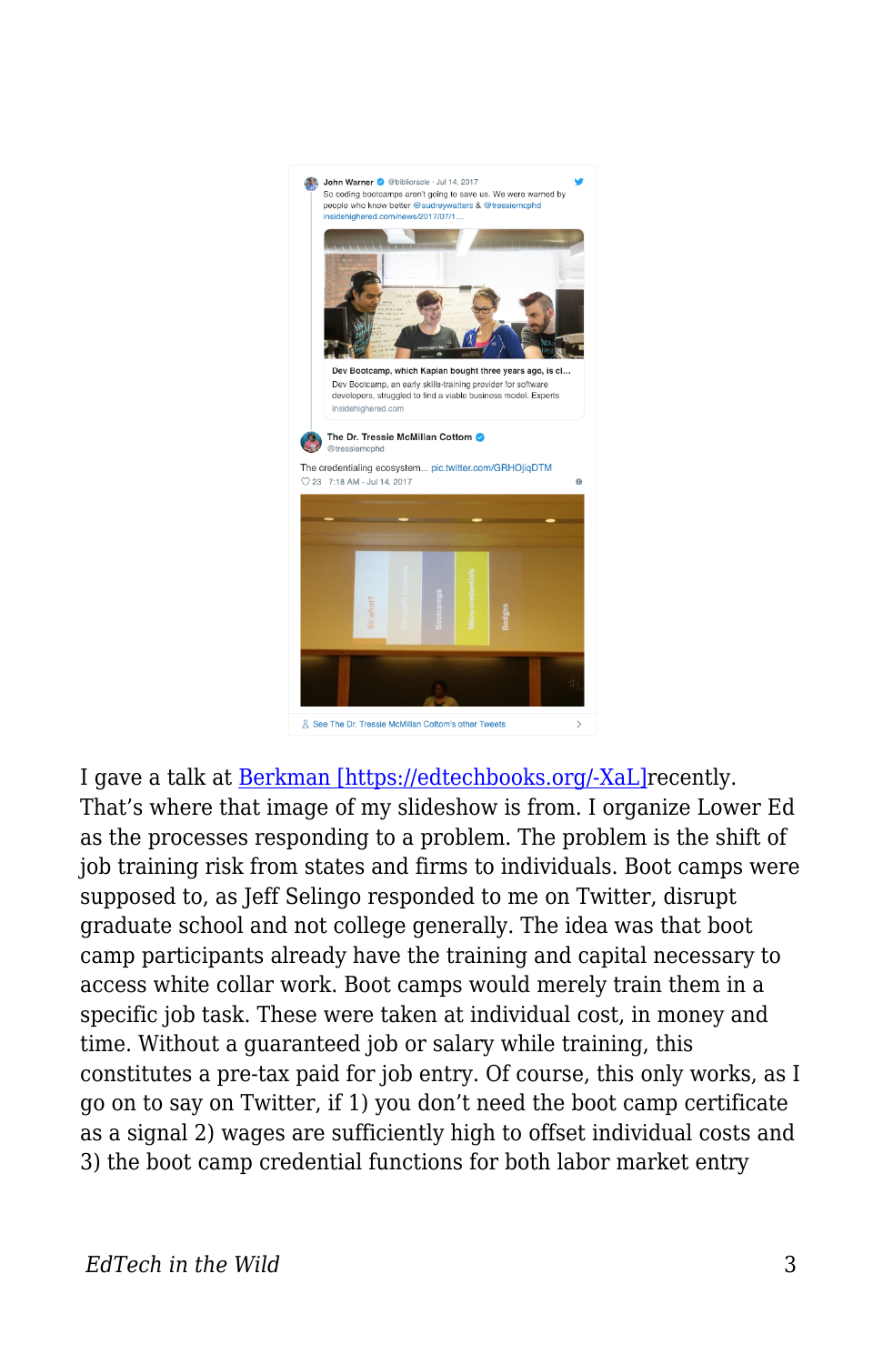I gave a talk at Berkman [https://edtechbooks.org/-XaL]recently. That's where that image of my slideshow is from. I organize Lower Ed as the processes responding to a problem. The problem is the shift of job training risk from states and firms to individuals. Boot camps were supposed to, as Jeff Selingo responded to me on Twitter, disrupt graduate school and not college generally. The idea was that boot camp participants already have the training and capital necessary to access white collar work. Boot camps would merely train them in a specific job task. These were taken at individual cost, in money and time. Without a guaranteed job or salary while training, this constitutes a pre-tax paid for job entry. Of course, this only works, as I go on to say on Twitter, if 1) you don't need the boot camp certificate as a signal 2) wages are sufficiently high to offset individual costs and 3) the boot camp credential functions for both labor market entry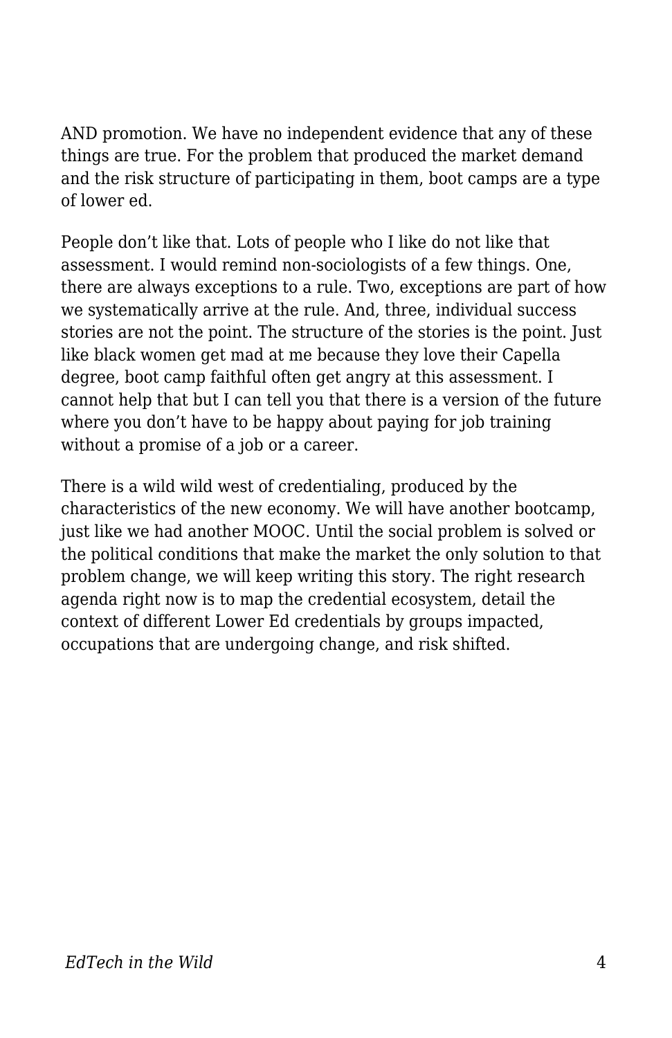AND promotion. We have no independent evidence that any of these things are true. For the problem that produced the market demand and the risk structure of participating in them, boot camps are a type of lower ed.

People don't like that. Lots of people who I like do not like that assessment. I would remind non-sociologists of a few things. One, there are always exceptions to a rule. Two, exceptions are part of how we systematically arrive at the rule. And, three, individual success stories are not the point. The structure of the stories is the point. Just like black women get mad at me because they love their Capella degree, boot camp faithful often get angry at this assessment. I cannot help that but I can tell you that there is a version of the future where you don't have to be happy about paying for job training without a promise of a job or a career.

There is a wild wild west of credentialing, produced by the characteristics of the new economy. We will have another bootcamp, just like we had another MOOC. Until the social problem is solved or the political conditions that make the market the only solution to that problem change, we will keep writing this story. The right research agenda right now is to map the credential ecosystem, detail the context of different Lower Ed credentials by groups impacted, occupations that are undergoing change, and risk shifted.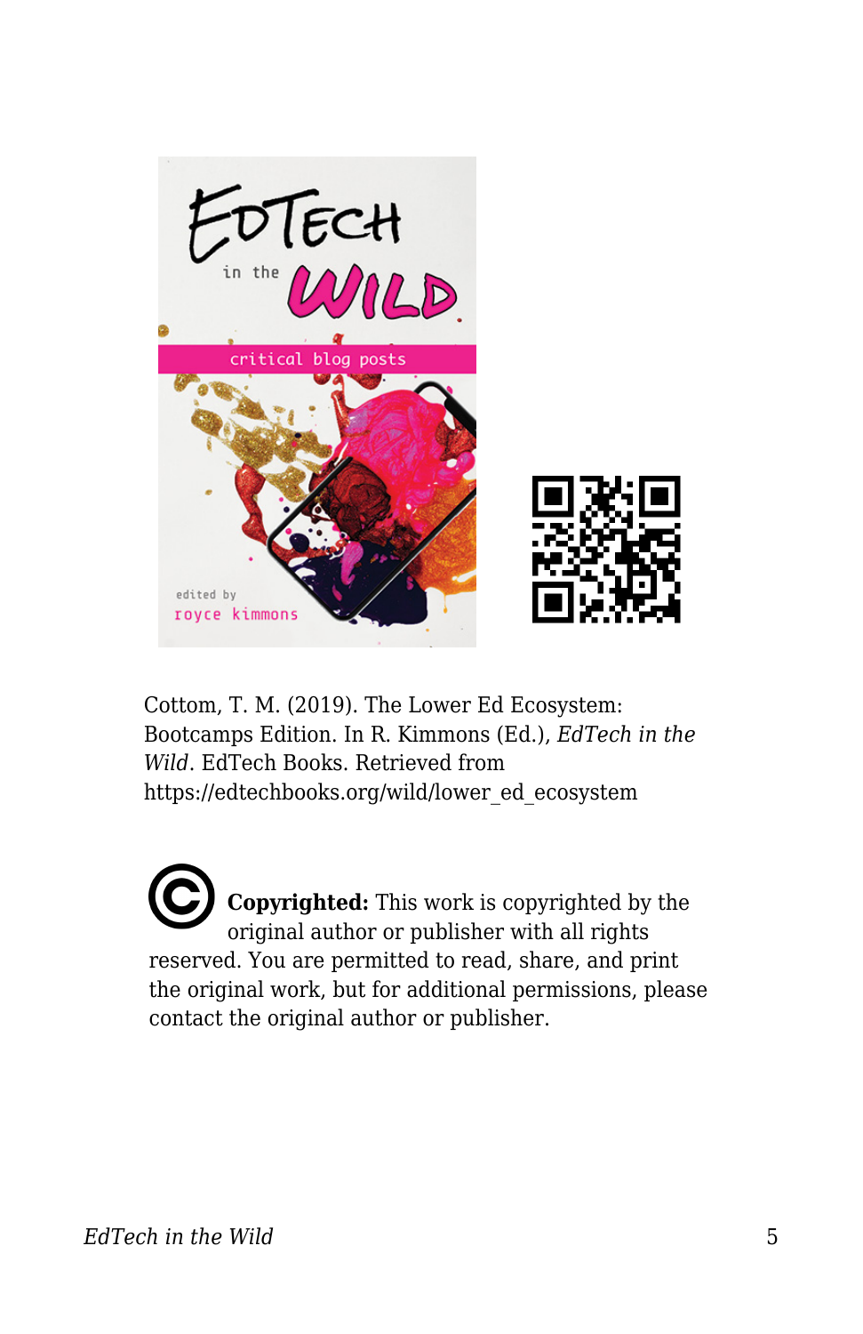Cottom, T. M. (2019). The Lower Ed Ecosystem: Bootcamps Edition. In R. Kimmons (Ed.), *EdTech in the Wild*. EdTech Books. Retrieved from https://edtechbooks.org/wild/lower_ed_ecosystem

**Copyrighted:** This work is copyrighted by the original author or publisher with all rights reserved. You are permitted to read, share, and print the original work, but for additional permissions, please contact the original author or publisher.